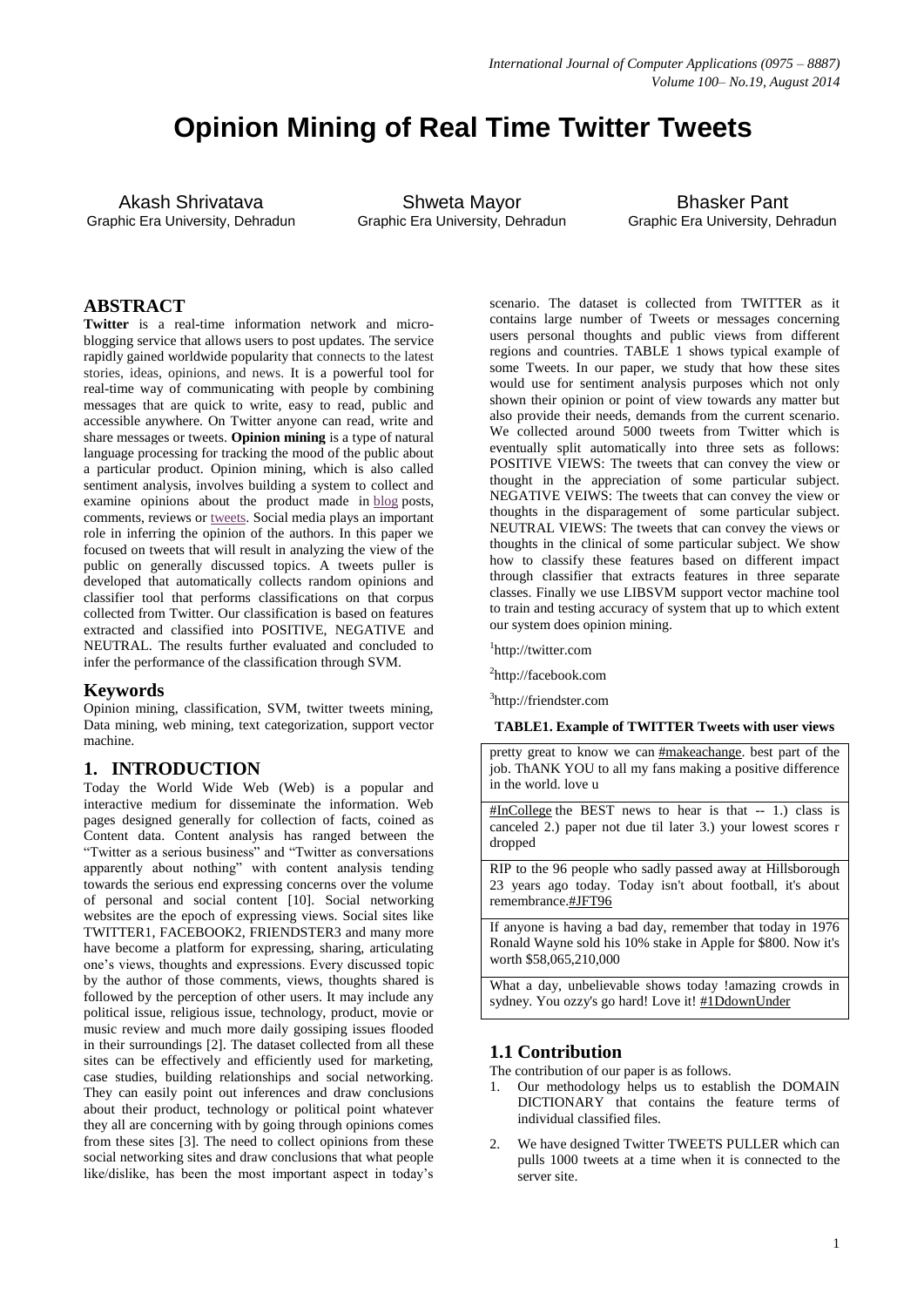# Opinion Mining of Real Time Twitter Tweets

Akash Shrivatava
Graphic Era University, Dehradun

Shweta Mayor
Graphic Era University, Dehradun

Bhasker Pant
Graphic Era University, Dehradun

## ABSTRACT

**Twitter** is a real-time information network and micro-blogging service that allows users to post updates. The service rapidly gained worldwide popularity that connects to the latest stories, ideas, opinions, and news. It is a powerful tool for real-time way of communicating with people by combining messages that are quick to write, easy to read, public and accessible anywhere. On Twitter anyone can read, write and share messages or tweets. **Opinion mining** is a type of natural language processing for tracking the mood of the public about a particular product. Opinion mining, which is also called sentiment analysis, involves building a system to collect and examine opinions about the product made in blog posts, comments, reviews or tweets. Social media plays an important role in inferring the opinion of the authors. In this paper we focused on tweets that will result in analyzing the view of the public on generally discussed topics. A tweets puller is developed that automatically collects random opinions and classifier tool that performs classifications on that corpus collected from Twitter. Our classification is based on features extracted and classified into POSITIVE, NEGATIVE and NEUTRAL. The results further evaluated and concluded to infer the performance of the classification through SVM.

## Keywords

Opinion mining, classification, SVM, twitter tweets mining, Data mining, web mining, text categorization, support vector machine.

## 1. INTRODUCTION

Today the World Wide Web (Web) is a popular and interactive medium for disseminate the information. Web pages designed generally for collection of facts, coined as Content data. Content analysis has ranged between the "Twitter as a serious business" and "Twitter as conversations apparently about nothing" with content analysis tending towards the serious end expressing concerns over the volume of personal and social content [10]. Social networking websites are the epoch of expressing views. Social sites like TWITTER1, FACEBOOK2, FRIENDSTER3 and many more have become a platform for expressing, sharing, articulating one's views, thoughts and expressions. Every discussed topic by the author of those comments, views, thoughts shared is followed by the perception of other users. It may include any political issue, religious issue, technology, product, movie or music review and much more daily gossiping issues flooded in their surroundings [2]. The dataset collected from all these sites can be effectively and efficiently used for marketing, case studies, building relationships and social networking. They can easily point out inferences and draw conclusions about their product, technology or political point whatever they all are concerning with by going through opinions comes from these sites [3]. The need to collect opinions from these social networking sites and draw conclusions that what people like/dislike, has been the most important aspect in today's scenario. The dataset is collected from TWITTER as it contains large number of Tweets or messages concerning users personal thoughts and public views from different regions and countries. TABLE 1 shows typical example of some Tweets. In our paper, we study that how these sites would use for sentiment analysis purposes which not only shown their opinion or point of view towards any matter but also provide their needs, demands from the current scenario. We collected around 5000 tweets from Twitter which is eventually split automatically into three sets as follows: POSITIVE VIEWS: The tweets that can convey the view or thought in the appreciation of some particular subject. NEGATIVE VEIWS: The tweets that can convey the view or thoughts in the disparagement of some particular subject. NEUTRAL VIEWS: The tweets that can convey the views or thoughts in the clinical of some particular subject. We show how to classify these features based on different impact through classifier that extracts features in three separate classes. Finally we use LIBSVM support vector machine tool to train and testing accuracy of system that up to which extent our system does opinion mining.

[1]http://twitter.com

[2]http://facebook.com

[3]http://friendster.com

**TABLE1. Example of TWITTER Tweets with user views**

| |
|---|
| pretty great to know we can #makeachange. best part of the job. ThANK YOU to all my fans making a positive difference in the world. love u |
| #InCollege the BEST news to hear is that -- 1.) class is canceled 2.) paper not due til later 3.) your lowest scores r dropped |
| RIP to the 96 people who sadly passed away at Hillsborough 23 years ago today. Today isn't about football, it's about remembrance.#JFT96 |
| If anyone is having a bad day, remember that today in 1976 Ronald Wayne sold his 10% stake in Apple for $800. Now it's worth $58,065,210,000 |
| What a day, unbelievable shows today !amazing crowds in sydney. You ozzy's go hard! Love it! #1DdownUnder |

### 1.1 Contribution

The contribution of our paper is as follows.

1. Our methodology helps us to establish the DOMAIN DICTIONARY that contains the feature terms of individual classified files.
2. We have designed Twitter TWEETS PULLER which can pulls 1000 tweets at a time when it is connected to the server site.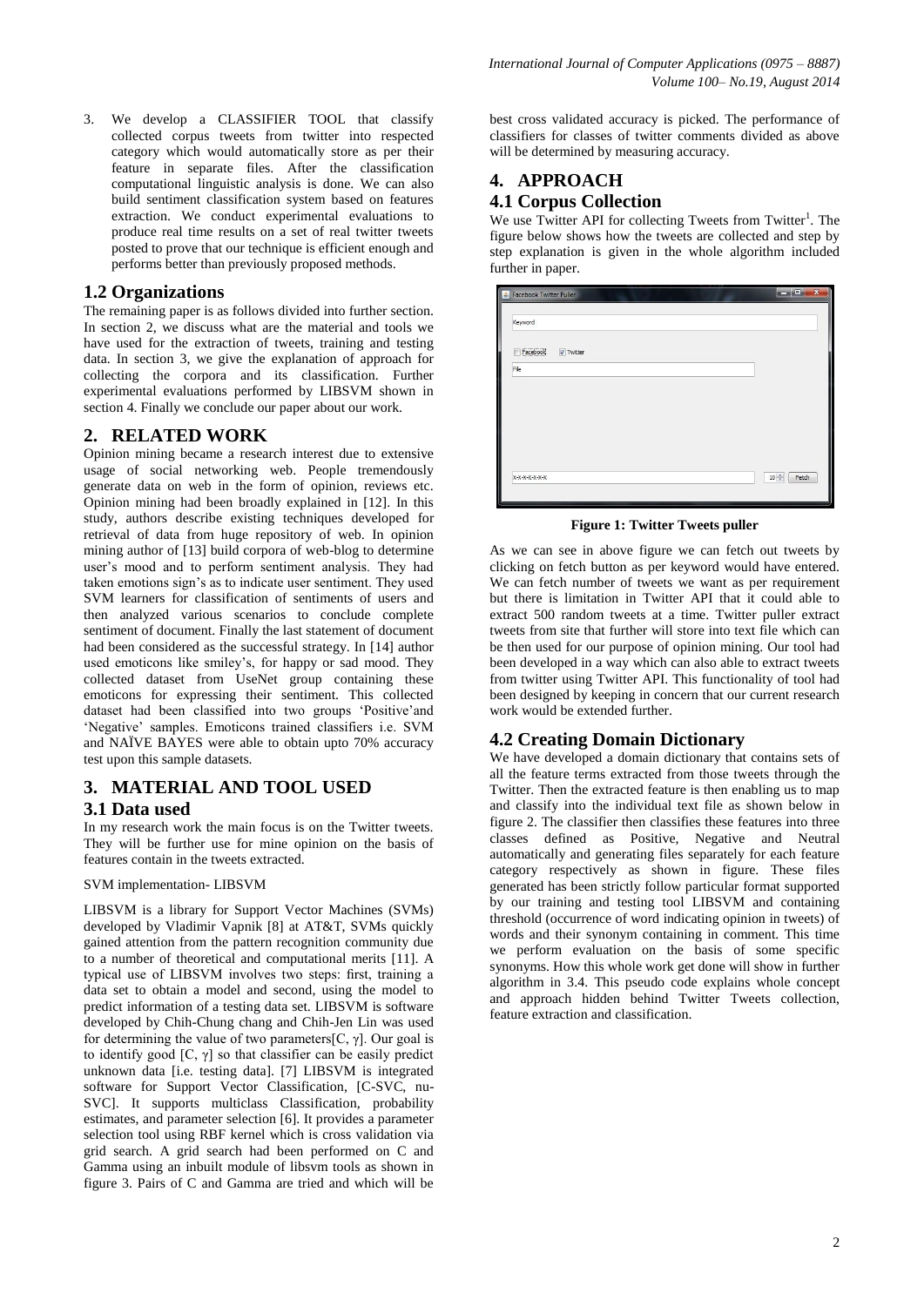3. We develop a CLASSIFIER TOOL that classify collected corpus tweets from twitter into respected category which would automatically store as per their feature in separate files. After the classification computational linguistic analysis is done. We can also build sentiment classification system based on features extraction. We conduct experimental evaluations to produce real time results on a set of real twitter tweets posted to prove that our technique is efficient enough and performs better than previously proposed methods.

## 1.2 Organizations

The remaining paper is as follows divided into further section. In section 2, we discuss what are the material and tools we have used for the extraction of tweets, training and testing data. In section 3, we give the explanation of approach for collecting the corpora and its classification. Further experimental evaluations performed by LIBSVM shown in section 4. Finally we conclude our paper about our work.

# 2. RELATED WORK

Opinion mining became a research interest due to extensive usage of social networking web. People tremendously generate data on web in the form of opinion, reviews etc. Opinion mining had been broadly explained in [12]. In this study, authors describe existing techniques developed for retrieval of data from huge repository of web. In opinion mining author of [13] build corpora of web-blog to determine user's mood and to perform sentiment analysis. They had taken emotions sign's as to indicate user sentiment. They used SVM learners for classification of sentiments of users and then analyzed various scenarios to conclude complete sentiment of document. Finally the last statement of document had been considered as the successful strategy. In [14] author used emoticons like smiley's, for happy or sad mood. They collected dataset from UseNet group containing these emoticons for expressing their sentiment. This collected dataset had been classified into two groups 'Positive'and 'Negative' samples. Emoticons trained classifiers i.e. SVM and NAÏVE BAYES were able to obtain upto 70% accuracy test upon this sample datasets.

# 3. MATERIAL AND TOOL USED

## 3.1 Data used

In my research work the main focus is on the Twitter tweets. They will be further use for mine opinion on the basis of features contain in the tweets extracted.

SVM implementation- LIBSVM

LIBSVM is a library for Support Vector Machines (SVMs) developed by Vladimir Vapnik [8] at AT&T, SVMs quickly gained attention from the pattern recognition community due to a number of theoretical and computational merits [11]. A typical use of LIBSVM involves two steps: first, training a data set to obtain a model and second, using the model to predict information of a testing data set. LIBSVM is software developed by Chih-Chung chang and Chih-Jen Lin was used for determining the value of two parameters[C, $\gamma$]. Our goal is to identify good [C, $\gamma$] so that classifier can be easily predict unknown data [i.e. testing data]. [7] LIBSVM is integrated software for Support Vector Classification, [C-SVC, nu-SVC]. It supports multiclass Classification, probability estimates, and parameter selection [6]. It provides a parameter selection tool using RBF kernel which is cross validation via grid search. A grid search had been performed on C and Gamma using an inbuilt module of libsvm tools as shown in figure 3. Pairs of C and Gamma are tried and which will be best cross validated accuracy is picked. The performance of classifiers for classes of twitter comments divided as above will be determined by measuring accuracy.

# 4. APPROACH

## 4.1 Corpus Collection

We use Twitter API for collecting Tweets from Twitter[1]. The figure below shows how the tweets are collected and step by step explanation is given in the whole algorithm included further in paper.

**Figure 1: Twitter Tweets puller**

As we can see in above figure we can fetch out tweets by clicking on fetch button as per keyword would have entered. We can fetch number of tweets we want as per requirement but there is limitation in Twitter API that it could able to extract 500 random tweets at a time. Twitter puller extract tweets from site that further will store into text file which can be then used for our purpose of opinion mining. Our tool had been developed in a way which can also able to extract tweets from twitter using Twitter API. This functionality of tool had been designed by keeping in concern that our current research work would be extended further.

## 4.2 Creating Domain Dictionary

We have developed a domain dictionary that contains sets of all the feature terms extracted from those tweets through the Twitter. Then the extracted feature is then enabling us to map and classify into the individual text file as shown below in figure 2. The classifier then classifies these features into three classes defined as Positive, Negative and Neutral automatically and generating files separately for each feature category respectively as shown in figure. These files generated has been strictly follow particular format supported by our training and testing tool LIBSVM and containing threshold (occurrence of word indicating opinion in tweets) of words and their synonym containing in comment. This time we perform evaluation on the basis of some specific synonyms. How this whole work get done will show in further algorithm in 3.4. This pseudo code explains whole concept and approach hidden behind Twitter Tweets collection, feature extraction and classification.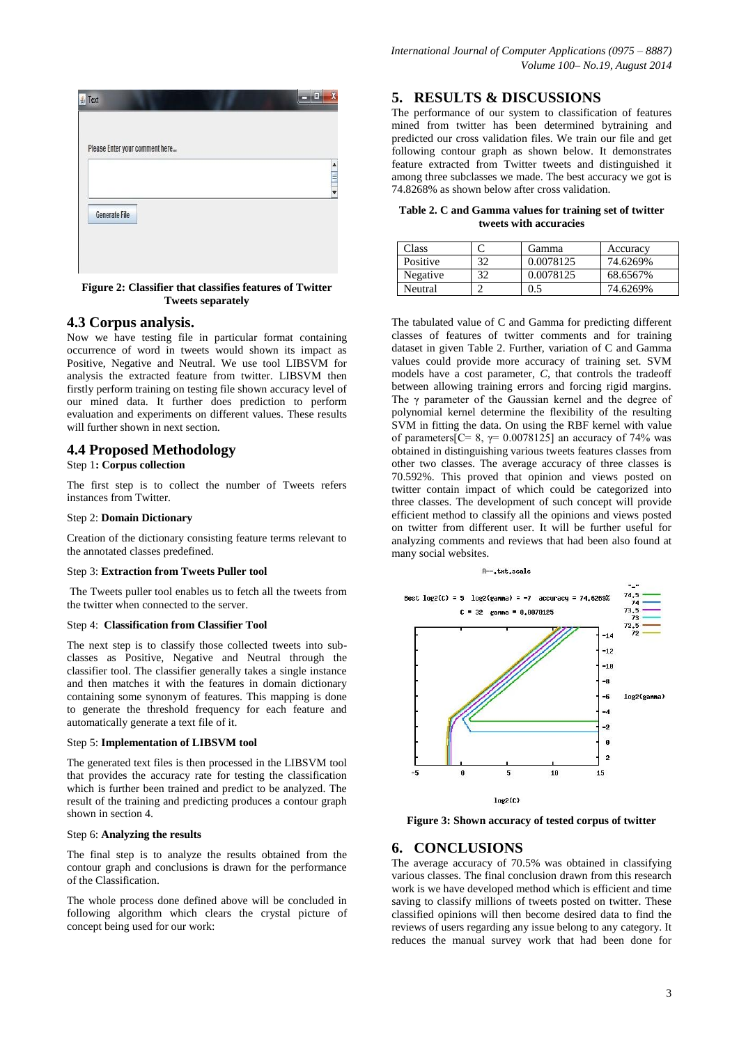Figure 2: Classifier that classifies features of Twitter Tweets separately

### 4.3 Corpus analysis.

Now we have testing file in particular format containing occurrence of word in tweets would shown its impact as Positive, Negative and Neutral. We use tool LIBSVM for analysis the extracted feature from twitter. LIBSVM tool firstly perform training on testing file shown accuracy level of our mined data. It further does prediction to perform evaluation and experiments on different values. These results will further shown in next section.

### 4.4 Proposed Methodology

Step 1**: Corpus collection**

The first step is to collect the number of Tweets refers instances from Twitter.

Step 2: **Domain Dictionary**

Creation of the dictionary consisting feature terms relevant to the annotated classes predefined.

Step 3: **Extraction from Tweets Puller tool**

The Tweets puller tool enables us to fetch all the tweets from the twitter when connected to the server.

Step 4: **Classification from Classifier Tool**

The next step is to classify those collected tweets into sub-classes as Positive, Negative and Neutral through the classifier tool. The classifier generally takes a single instance and then matches it with the features in domain dictionary containing some synonym of features. This mapping is done to generate the threshold frequency for each feature and automatically generate a text file of it.

Step 5: **Implementation of LIBSVM tool**

The generated text files is then processed in the LIBSVM tool that provides the accuracy rate for testing the classification which is further been trained and predict to be analyzed. The result of the training and predicting produces a contour graph shown in section 4.

Step 6: **Analyzing the results**

The final step is to analyze the results obtained from the contour graph and conclusions is drawn for the performance of the Classification.

The whole process done defined above will be concluded in following algorithm which clears the crystal picture of concept being used for our work:

## 5. RESULTS & DISCUSSIONS

The performance of our system to classification of features mined from twitter has been determined bytraining and predicted our cross validation files. We train our file and get following contour graph as shown below. It demonstrates feature extracted from Twitter tweets and distinguished it among three subclasses we made. The best accuracy we got is 74.8268% as shown below after cross validation.

**Table 2. C and Gamma values for training set of twitter tweets with accuracies**

| Class | C | Gamma | Accuracy |
|---|---|---|---|
| Positive | 32 | 0.0078125 | 74.6269% |
| Negative | 32 | 0.0078125 | 68.6567% |
| Neutral | 2 | 0.5 | 74.6269% |

The tabulated value of C and Gamma for predicting different classes of features of twitter comments and for training dataset in given Table 2. Further, variation of C and Gamma values could provide more accuracy of training set. SVM models have a cost parameter, *C*, that controls the tradeoff between allowing training errors and forcing rigid margins. The $\gamma$ parameter of the Gaussian kernel and the degree of polynomial kernel determine the flexibility of the resulting SVM in fitting the data. On using the RBF kernel with value of parameters[C= 8, $\gamma$= 0.0078125] an accuracy of 74% was obtained in distinguishing various tweets features classes from other two classes. The average accuracy of three classes is 70.592%. This proved that opinion and views posted on twitter contain impact of which could be categorized into three classes. The development of such concept will provide efficient method to classify all the opinions and views posted on twitter from different user. It will be further useful for analyzing comments and reviews that had been also found at many social websites.

Figure 3: Shown accuracy of tested corpus of twitter

## 6. CONCLUSIONS

The average accuracy of 70.5% was obtained in classifying various classes. The final conclusion drawn from this research work is we have developed method which is efficient and time saving to classify millions of tweets posted on twitter. These classified opinions will then become desired data to find the reviews of users regarding any issue belong to any category. It reduces the manual survey work that had been done for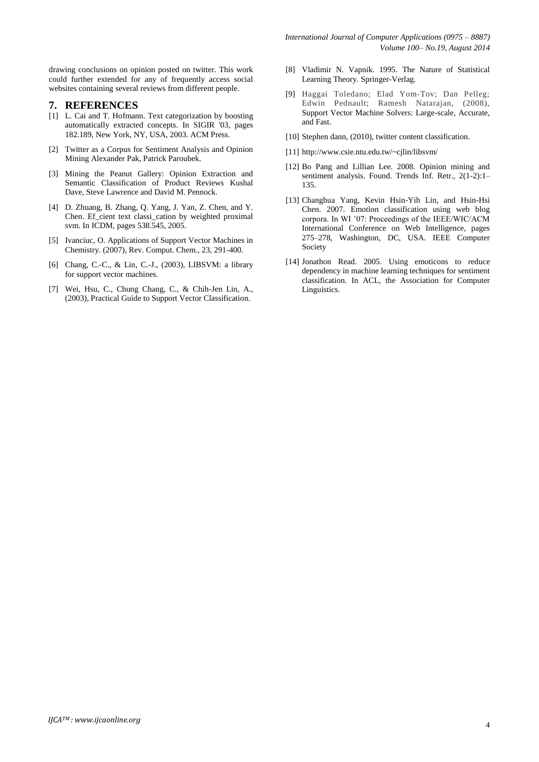drawing conclusions on opinion posted on twitter. This work could further extended for any of frequently access social websites containing several reviews from different people.

## 7. REFERENCES

[1] L. Cai and T. Hofmann. Text categorization by boosting automatically extracted concepts. In SIGIR '03, pages 182.189, New York, NY, USA, 2003. ACM Press.

[2] Twitter as a Corpus for Sentiment Analysis and Opinion Mining Alexander Pak, Patrick Paroubek.

[3] Mining the Peanut Gallery: Opinion Extraction and Semantic Classification of Product Reviews Kushal Dave, Steve Lawrence and David M. Pennock.

[4] D. Zhuang, B. Zhang, Q. Yang, J. Yan, Z. Chen, and Y. Chen. Ef_cient text classi_cation by weighted proximal svm. In ICDM, pages 538.545, 2005.

[5] Ivanciuc, O. Applications of Support Vector Machines in Chemistry. (2007), Rev. Comput. Chem., 23, 291-400.

[6] Chang, C.-C., & Lin, C.-J., (2003), LIBSVM: a library for support vector machines.

[7] Wei, Hsu, C., Chung Chang, C., & Chih-Jen Lin, A., (2003), Practical Guide to Support Vector Classification.

[8] Vladimir N. Vapnik. 1995. The Nature of Statistical Learning Theory. Springer-Verlag.

[9] Haggai Toledano; Elad Yom-Tov; Dan Pelleg; Edwin Pednault; Ramesh Natarajan, (2008), Support Vector Machine Solvers: Large-scale, Accurate, and Fast.

[10] Stephen dann, (2010), twitter content classification.

[11] http://www.csie.ntu.edu.tw/~cjlin/libsvm/

[12] Bo Pang and Lillian Lee. 2008. Opinion mining and sentiment analysis. Found. Trends Inf. Retr., 2(1-2):1–135.

[13] Changhua Yang, Kevin Hsin-Yih Lin, and Hsin-Hsi Chen. 2007. Emotion classification using web blog corpora. In WI '07: Proceedings of the IEEE/WIC/ACM International Conference on Web Intelligence, pages 275–278, Washington, DC, USA. IEEE Computer Society

[14] Jonathon Read. 2005. Using emoticons to reduce dependency in machine learning techniques for sentiment classification. In ACL, the Association for Computer Linguistics.